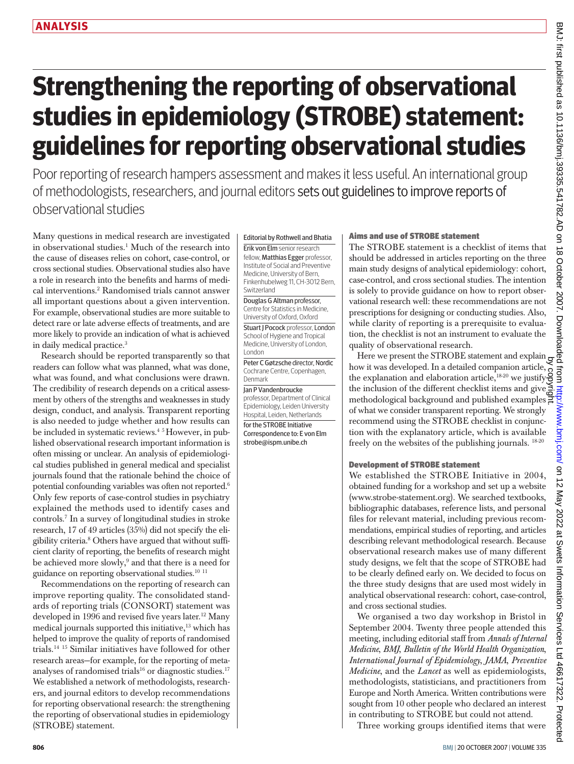# Strengthening the reporting of observational studies in epidemiology (STROBE) statement: guidelines for reporting observational studies

Poor reporting of research hampers assessment and makes it less useful. An international group of methodologists, researchers, and journal editors sets out guidelines to improve reports of observational studies

Many questions in medical research are investigated in observational studies.[1] Much of the research into the cause of diseases relies on cohort, case-control, or cross sectional studies. Observational studies also have a role in research into the benefits and harms of medical interventions.[2] Randomised trials cannot answer all important questions about a given intervention. For example, observational studies are more suitable to detect rare or late adverse effects of treatments, and are more likely to provide an indication of what is achieved in daily medical practice.[3]

Research should be reported transparently so that readers can follow what was planned, what was done, what was found, and what conclusions were drawn. The credibility of research depends on a critical assessment by others of the strengths and weaknesses in study design, conduct, and analysis. Transparent reporting is also needed to judge whether and how results can be included in systematic reviews.[4 5] However, in published observational research important information is often missing or unclear. An analysis of epidemiological studies published in general medical and specialist journals found that the rationale behind the choice of potential confounding variables was often not reported.[6] Only few reports of case-control studies in psychiatry explained the methods used to identify cases and controls.[7] In a survey of longitudinal studies in stroke research, 17 of 49 articles (35%) did not specify the eligibility criteria.[8] Others have argued that without sufficient clarity of reporting, the benefits of research might be achieved more slowly,[9] and that there is a need for guidance on reporting observational studies.[10 11]

Recommendations on the reporting of research can improve reporting quality. The consolidated standards of reporting trials (CONSORT) statement was developed in 1996 and revised five years later.[12] Many medical journals supported this initiative,[13] which has helped to improve the quality of reports of randomised trials.[14 15] Similar initiatives have followed for other research areas—for example, for the reporting of meta-analyses of randomised trials[16] or diagnostic studies.[17] We established a network of methodologists, researchers, and journal editors to develop recommendations for reporting observational research: the strengthening the reporting of observational studies in epidemiology (STROBE) statement.

Editorial by Rothwell and Bhatia

**Erik von Elm** senior research fellow, **Matthias Egger** professor, Institute of Social and Preventive Medicine, University of Bern, Finkenhubelweg 11, CH-3012 Bern, Switzerland

**Douglas G Altman** professor, Centre for Statistics in Medicine, University of Oxford, Oxford

**Stuart J Pocock** professor, London School of Hygiene and Tropical Medicine, University of London, London

**Peter C Gøtzsche** director, Nordic Cochrane Centre, Copenhagen, Denmark

**Jan P Vandenbroucke** professor, Department of Clinical Epidemiology, Leiden University Hospital, Leiden, Netherlands

for the STROBE Initiative

Correspondence to: E von Elm strobe@ispm.unibe.ch

## Aims and use of STROBE statement

The STROBE statement is a checklist of items that should be addressed in articles reporting on the three main study designs of analytical epidemiology: cohort, case-control, and cross sectional studies. The intention is solely to provide guidance on how to report observational research well: these recommendations are not prescriptions for designing or conducting studies. Also, while clarity of reporting is a prerequisite to evaluation, the checklist is not an instrument to evaluate the quality of observational research.

Here we present the STROBE statement and explain how it was developed. In a detailed companion article, the explanation and elaboration article,[18-20] we justify the inclusion of the different checklist items and give methodological background and published examples of what we consider transparent reporting. We strongly recommend using the STROBE checklist in conjunction with the explanatory article, which is available freely on the websites of the publishing journals.[18-20]

## Development of STROBE statement

We established the STROBE Initiative in 2004, obtained funding for a workshop and set up a website (www.strobe-statement.org). We searched textbooks, bibliographic databases, reference lists, and personal files for relevant material, including previous recommendations, empirical studies of reporting, and articles describing relevant methodological research. Because observational research makes use of many different study designs, we felt that the scope of STROBE had to be clearly defined early on. We decided to focus on the three study designs that are used most widely in analytical observational research: cohort, case-control, and cross sectional studies.

We organised a two day workshop in Bristol in September 2004. Twenty three people attended this meeting, including editorial staff from *Annals of Internal Medicine*, *BMJ*, *Bulletin of the World Health Organization*, *International Journal of Epidemiology*, *JAMA*, *Preventive Medicine*, and the *Lancet* as well as epidemiologists, methodologists, statisticians, and practitioners from Europe and North America. Written contributions were sought from 10 other people who declared an interest in contributing to STROBE but could not attend.

Three working groups identified items that were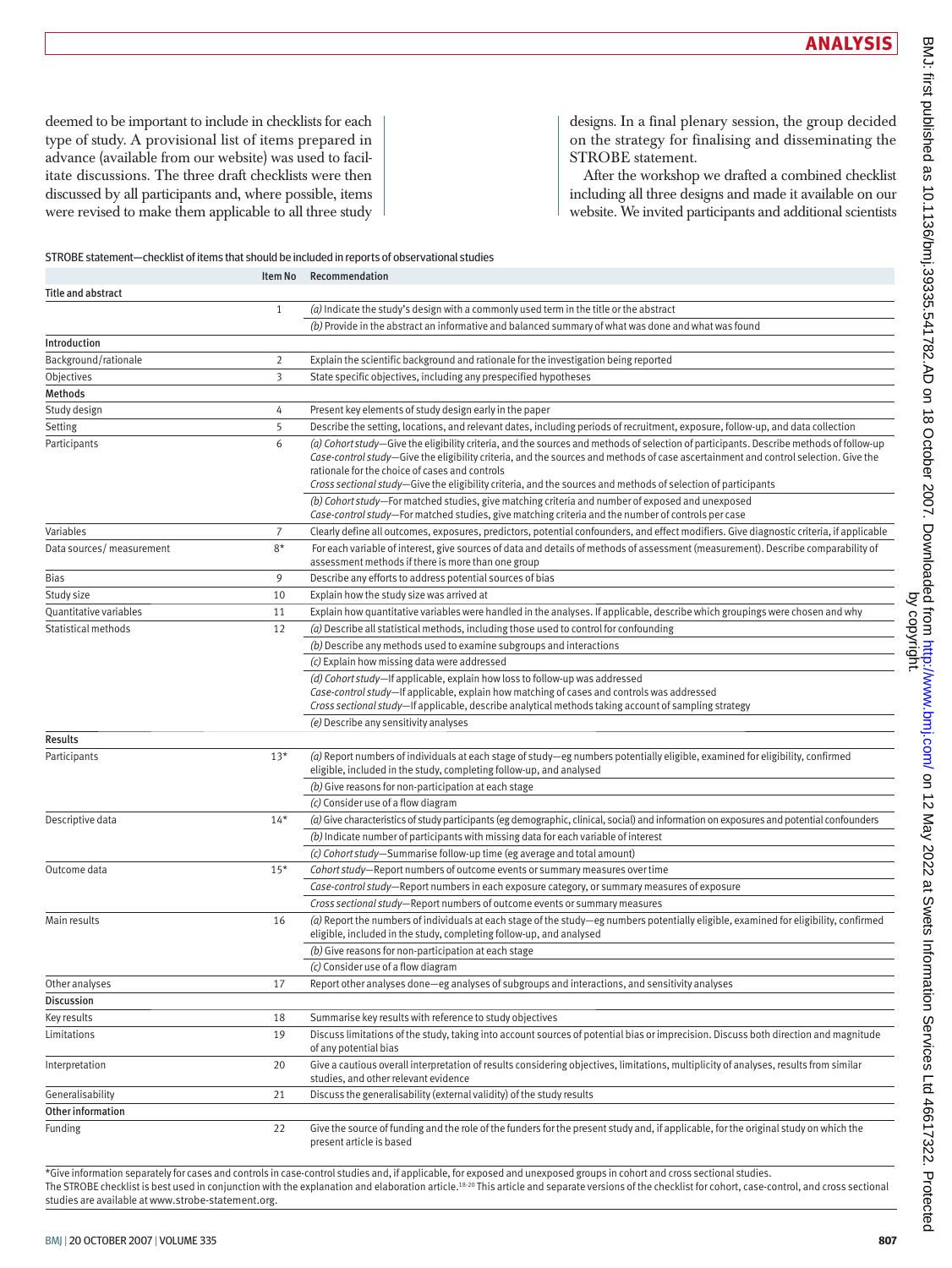deemed to be important to include in checklists for each type of study. A provisional list of items prepared in advance (available from our website) was used to facilitate discussions. The three draft checklists were then discussed by all participants and, where possible, items were revised to make them applicable to all three study designs. In a final plenary session, the group decided on the strategy for finalising and disseminating the STROBE statement.

After the workshop we drafted a combined checklist including all three designs and made it available on our website. We invited participants and additional scientists

STROBE statement—checklist of items that should be included in reports of observational studies

| | Item No | Recommendation |
|---|---|---|
| **Title and abstract** | | |
| | 1 | *(a)* Indicate the study's design with a commonly used term in the title or the abstract |
| | | *(b)* Provide in the abstract an informative and balanced summary of what was done and what was found |
| **Introduction** | | |
| Background/rationale | 2 | Explain the scientific background and rationale for the investigation being reported |
| Objectives | 3 | State specific objectives, including any prespecified hypotheses |
| **Methods** | | |
| Study design | 4 | Present key elements of study design early in the paper |
| Setting | 5 | Describe the setting, locations, and relevant dates, including periods of recruitment, exposure, follow-up, and data collection |
| Participants | 6 | *(a) Cohort study*—Give the eligibility criteria, and the sources and methods of selection of participants. Describe methods of follow-up<br>*Case-control study*—Give the eligibility criteria, and the sources and methods of case ascertainment and control selection. Give the rationale for the choice of cases and controls<br>*Cross sectional study*—Give the eligibility criteria, and the sources and methods of selection of participants |
| | | *(b) Cohort study*—For matched studies, give matching criteria and number of exposed and unexposed<br>*Case-control study*—For matched studies, give matching criteria and the number of controls per case |
| Variables | 7 | Clearly define all outcomes, exposures, predictors, potential confounders, and effect modifiers. Give diagnostic criteria, if applicable |
| Data sources/ measurement | 8* | For each variable of interest, give sources of data and details of methods of assessment (measurement). Describe comparability of assessment methods if there is more than one group |
| Bias | 9 | Describe any efforts to address potential sources of bias |
| Study size | 10 | Explain how the study size was arrived at |
| Quantitative variables | 11 | Explain how quantitative variables were handled in the analyses. If applicable, describe which groupings were chosen and why |
| Statistical methods | 12 | *(a)* Describe all statistical methods, including those used to control for confounding |
| | | *(b)* Describe any methods used to examine subgroups and interactions |
| | | *(c)* Explain how missing data were addressed |
| | | *(d) Cohort study*—If applicable, explain how loss to follow-up was addressed<br>*Case-control study*—If applicable, explain how matching of cases and controls was addressed<br>*Cross sectional study*—If applicable, describe analytical methods taking account of sampling strategy |
| | | *(e)* Describe any sensitivity analyses |
| **Results** | | |
| Participants | 13* | *(a)* Report numbers of individuals at each stage of study—eg numbers potentially eligible, examined for eligibility, confirmed eligible, included in the study, completing follow-up, and analysed |
| | | *(b)* Give reasons for non-participation at each stage |
| | | *(c)* Consider use of a flow diagram |
| Descriptive data | 14* | *(a)* Give characteristics of study participants (eg demographic, clinical, social) and information on exposures and potential confounders |
| | | *(b)* Indicate number of participants with missing data for each variable of interest |
| | | *(c) Cohort study*—Summarise follow-up time (eg average and total amount) |
| Outcome data | 15* | *Cohort study*—Report numbers of outcome events or summary measures over time |
| | | *Case-control study*—Report numbers in each exposure category, or summary measures of exposure |
| | | *Cross sectional study*—Report numbers of outcome events or summary measures |
| Main results | 16 | *(a)* Report the numbers of individuals at each stage of the study—eg numbers potentially eligible, examined for eligibility, confirmed eligible, included in the study, completing follow-up, and analysed |
| | | *(b)* Give reasons for non-participation at each stage |
| | | *(c)* Consider use of a flow diagram |
| Other analyses | 17 | Report other analyses done—eg analyses of subgroups and interactions, and sensitivity analyses |
| **Discussion** | | |
| Key results | 18 | Summarise key results with reference to study objectives |
| Limitations | 19 | Discuss limitations of the study, taking into account sources of potential bias or imprecision. Discuss both direction and magnitude of any potential bias |
| Interpretation | 20 | Give a cautious overall interpretation of results considering objectives, limitations, multiplicity of analyses, results from similar studies, and other relevant evidence |
| Generalisability | 21 | Discuss the generalisability (external validity) of the study results |
| **Other information** | | |
| Funding | 22 | Give the source of funding and the role of the funders for the present study and, if applicable, for the original study on which the present article is based |

*Give information separately for cases and controls in case-control studies and, if applicable, for exposed and unexposed groups in cohort and cross sectional studies.
The STROBE checklist is best used in conjunction with the explanation and elaboration article.[18-20] This article and separate versions of the checklist for cohort, case-control, and cross sectional studies are available at www.strobe-statement.org.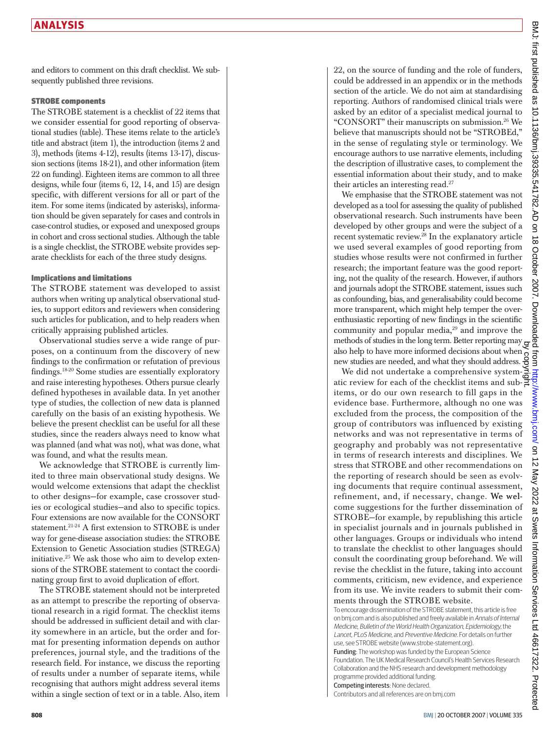and editors to comment on this draft checklist. We subsequently published three revisions.

### STROBE components

The STROBE statement is a checklist of 22 items that we consider essential for good reporting of observational studies (table). These items relate to the article's title and abstract (item 1), the introduction (items 2 and 3), methods (items 4-12), results (items 13-17), discussion sections (items 18-21), and other information (item 22 on funding). Eighteen items are common to all three designs, while four (items 6, 12, 14, and 15) are design specific, with different versions for all or part of the item. For some items (indicated by asterisks), information should be given separately for cases and controls in case-control studies, or exposed and unexposed groups in cohort and cross sectional studies. Although the table is a single checklist, the STROBE website provides separate checklists for each of the three study designs.

### Implications and limitations

The STROBE statement was developed to assist authors when writing up analytical observational studies, to support editors and reviewers when considering such articles for publication, and to help readers when critically appraising published articles.

Observational studies serve a wide range of purposes, on a continuum from the discovery of new findings to the confirmation or refutation of previous findings.[18-20] Some studies are essentially exploratory and raise interesting hypotheses. Others pursue clearly defined hypotheses in available data. In yet another type of studies, the collection of new data is planned carefully on the basis of an existing hypothesis. We believe the present checklist can be useful for all these studies, since the readers always need to know what was planned (and what was not), what was done, what was found, and what the results mean.

We acknowledge that STROBE is currently limited to three main observational study designs. We would welcome extensions that adapt the checklist to other designs—for example, case crossover studies or ecological studies—and also to specific topics. Four extensions are now available for the CONSORT statement.[21-24] A first extension to STROBE is under way for gene-disease association studies: the STROBE Extension to Genetic Association studies (STREGA) initiative.[25] We ask those who aim to develop extensions of the STROBE statement to contact the coordinating group first to avoid duplication of effort.

The STROBE statement should not be interpreted as an attempt to prescribe the reporting of observational research in a rigid format. The checklist items should be addressed in sufficient detail and with clarity somewhere in an article, but the order and format for presenting information depends on author preferences, journal style, and the traditions of the research field. For instance, we discuss the reporting of results under a number of separate items, while recognising that authors might address several items within a single section of text or in a table. Also, item 22, on the source of funding and the role of funders, could be addressed in an appendix or in the methods section of the article. We do not aim at standardising reporting. Authors of randomised clinical trials were asked by an editor of a specialist medical journal to "CONSORT" their manuscripts on submission.[26] We believe that manuscripts should not be "STROBEd," in the sense of regulating style or terminology. We encourage authors to use narrative elements, including the description of illustrative cases, to complement the essential information about their study, and to make their articles an interesting read.[27]

We emphasise that the STROBE statement was not developed as a tool for assessing the quality of published observational research. Such instruments have been developed by other groups and were the subject of a recent systematic review.[28] In the explanatory article we used several examples of good reporting from studies whose results were not confirmed in further research; the important feature was the good reporting, not the quality of the research. However, if authors and journals adopt the STROBE statement, issues such as confounding, bias, and generalisability could become more transparent, which might help temper the overenthusiastic reporting of new findings in the scientific community and popular media,[29] and improve the methods of studies in the long term. Better reporting may also help to have more informed decisions about when new studies are needed, and what they should address.

We did not undertake a comprehensive systematic review for each of the checklist items and subitems, or do our own research to fill gaps in the evidence base. Furthermore, although no one was excluded from the process, the composition of the group of contributors was influenced by existing networks and was not representative in terms of geography and probably was not representative in terms of research interests and disciplines. We stress that STROBE and other recommendations on the reporting of research should be seen as evolving documents that require continual assessment, refinement, and, if necessary, change. We welcome suggestions for the further dissemination of STROBE—for example, by republishing this article in specialist journals and in journals published in other languages. Groups or individuals who intend to translate the checklist to other languages should consult the coordinating group beforehand. We will revise the checklist in the future, taking into account comments, criticism, new evidence, and experience from its use. We invite readers to submit their comments through the STROBE website.

To encourage dissemination of the STROBE statement, this article is free on bmj.com and is also published and freely available in *Annals of Internal Medicine*, *Bulletin of the World Health Organization*, *Epidemiology*, the *Lancet*, *PLoS Medicine*, and *Preventive Medicine*. For details on further use, see STROBE website (www.strobe-statement.org).

**Funding**: The workshop was funded by the European Science Foundation. The UK Medical Research Council's Health Services Research Collaboration and the NHS research and development methodology programme provided additional funding.

**Competing interests**: None declared.

Contributors and all references are on bmj.com